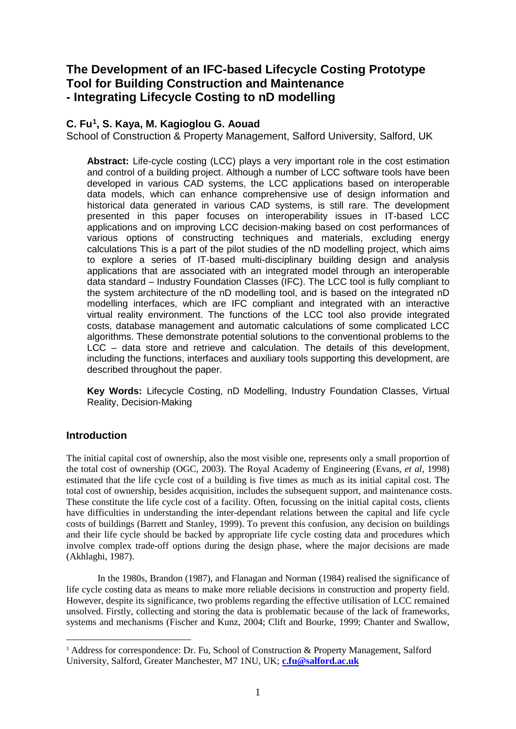# The Development of an IFC-based Lifecycle Costing Prototype Tool for Building Construction and Maintenance - Integrating Lifecycle Costing to nD modelling

## C. Fu[1], S. Kaya, M. Kagioglou G. Aouad

School of Construction & Property Management, Salford University, Salford, UK

**Abstract:** Life-cycle costing (LCC) plays a very important role in the cost estimation and control of a building project. Although a number of LCC software tools have been developed in various CAD systems, the LCC applications based on interoperable data models, which can enhance comprehensive use of design information and historical data generated in various CAD systems, is still rare. The development presented in this paper focuses on interoperability issues in IT-based LCC applications and on improving LCC decision-making based on cost performances of various options of constructing techniques and materials, excluding energy calculations This is a part of the pilot studies of the nD modelling project, which aims to explore a series of IT-based multi-disciplinary building design and analysis applications that are associated with an integrated model through an interoperable data standard – Industry Foundation Classes (IFC). The LCC tool is fully compliant to the system architecture of the nD modelling tool, and is based on the integrated nD modelling interfaces, which are IFC compliant and integrated with an interactive virtual reality environment. The functions of the LCC tool also provide integrated costs, database management and automatic calculations of some complicated LCC algorithms. These demonstrate potential solutions to the conventional problems to the LCC – data store and retrieve and calculation. The details of this development, including the functions, interfaces and auxiliary tools supporting this development, are described throughout the paper.

**Key Words:** Lifecycle Costing, nD Modelling, Industry Foundation Classes, Virtual Reality, Decision-Making

## Introduction

The initial capital cost of ownership, also the most visible one, represents only a small proportion of the total cost of ownership (OGC, 2003). The Royal Academy of Engineering (Evans, *et al*, 1998) estimated that the life cycle cost of a building is five times as much as its initial capital cost. The total cost of ownership, besides acquisition, includes the subsequent support, and maintenance costs. These constitute the life cycle cost of a facility. Often, focussing on the initial capital costs, clients have difficulties in understanding the inter-dependant relations between the capital and life cycle costs of buildings (Barrett and Stanley, 1999). To prevent this confusion, any decision on buildings and their life cycle should be backed by appropriate life cycle costing data and procedures which involve complex trade-off options during the design phase, where the major decisions are made (Akhlaghi, 1987).

In the 1980s, Brandon (1987), and Flanagan and Norman (1984) realised the significance of life cycle costing data as means to make more reliable decisions in construction and property field. However, despite its significance, two problems regarding the effective utilisation of LCC remained unsolved. Firstly, collecting and storing the data is problematic because of the lack of frameworks, systems and mechanisms (Fischer and Kunz, 2004; Clift and Bourke, 1999; Chanter and Swallow,

[1] Address for correspondence: Dr. Fu, School of Construction & Property Management, Salford University, Salford, Greater Manchester, M7 1NU, UK; **c.fu@salford.ac.uk**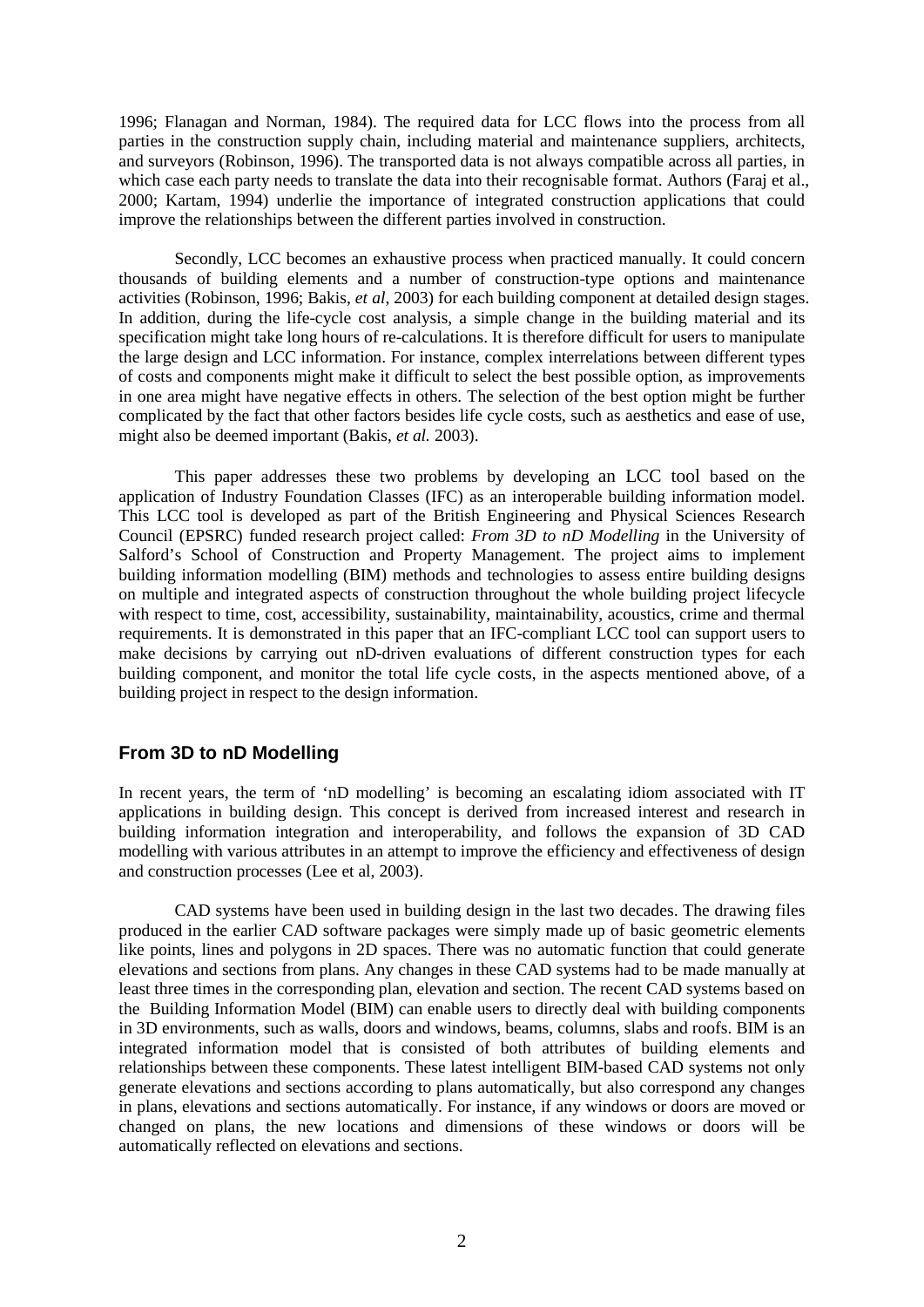1996; Flanagan and Norman, 1984). The required data for LCC flows into the process from all parties in the construction supply chain, including material and maintenance suppliers, architects, and surveyors (Robinson, 1996). The transported data is not always compatible across all parties, in which case each party needs to translate the data into their recognisable format. Authors (Faraj et al., 2000; Kartam, 1994) underlie the importance of integrated construction applications that could improve the relationships between the different parties involved in construction.

Secondly, LCC becomes an exhaustive process when practiced manually. It could concern thousands of building elements and a number of construction-type options and maintenance activities (Robinson, 1996; Bakis, *et al*, 2003) for each building component at detailed design stages. In addition, during the life-cycle cost analysis, a simple change in the building material and its specification might take long hours of re-calculations. It is therefore difficult for users to manipulate the large design and LCC information. For instance, complex interrelations between different types of costs and components might make it difficult to select the best possible option, as improvements in one area might have negative effects in others. The selection of the best option might be further complicated by the fact that other factors besides life cycle costs, such as aesthetics and ease of use, might also be deemed important (Bakis, *et al.* 2003).

This paper addresses these two problems by developing an LCC tool based on the application of Industry Foundation Classes (IFC) as an interoperable building information model. This LCC tool is developed as part of the British Engineering and Physical Sciences Research Council (EPSRC) funded research project called: *From 3D to nD Modelling* in the University of Salford's School of Construction and Property Management. The project aims to implement building information modelling (BIM) methods and technologies to assess entire building designs on multiple and integrated aspects of construction throughout the whole building project lifecycle with respect to time, cost, accessibility, sustainability, maintainability, acoustics, crime and thermal requirements. It is demonstrated in this paper that an IFC-compliant LCC tool can support users to make decisions by carrying out nD-driven evaluations of different construction types for each building component, and monitor the total life cycle costs, in the aspects mentioned above, of a building project in respect to the design information.

## From 3D to nD Modelling

In recent years, the term of 'nD modelling' is becoming an escalating idiom associated with IT applications in building design. This concept is derived from increased interest and research in building information integration and interoperability, and follows the expansion of 3D CAD modelling with various attributes in an attempt to improve the efficiency and effectiveness of design and construction processes (Lee et al, 2003).

CAD systems have been used in building design in the last two decades. The drawing files produced in the earlier CAD software packages were simply made up of basic geometric elements like points, lines and polygons in 2D spaces. There was no automatic function that could generate elevations and sections from plans. Any changes in these CAD systems had to be made manually at least three times in the corresponding plan, elevation and section. The recent CAD systems based on the Building Information Model (BIM) can enable users to directly deal with building components in 3D environments, such as walls, doors and windows, beams, columns, slabs and roofs. BIM is an integrated information model that is consisted of both attributes of building elements and relationships between these components. These latest intelligent BIM-based CAD systems not only generate elevations and sections according to plans automatically, but also correspond any changes in plans, elevations and sections automatically. For instance, if any windows or doors are moved or changed on plans, the new locations and dimensions of these windows or doors will be automatically reflected on elevations and sections.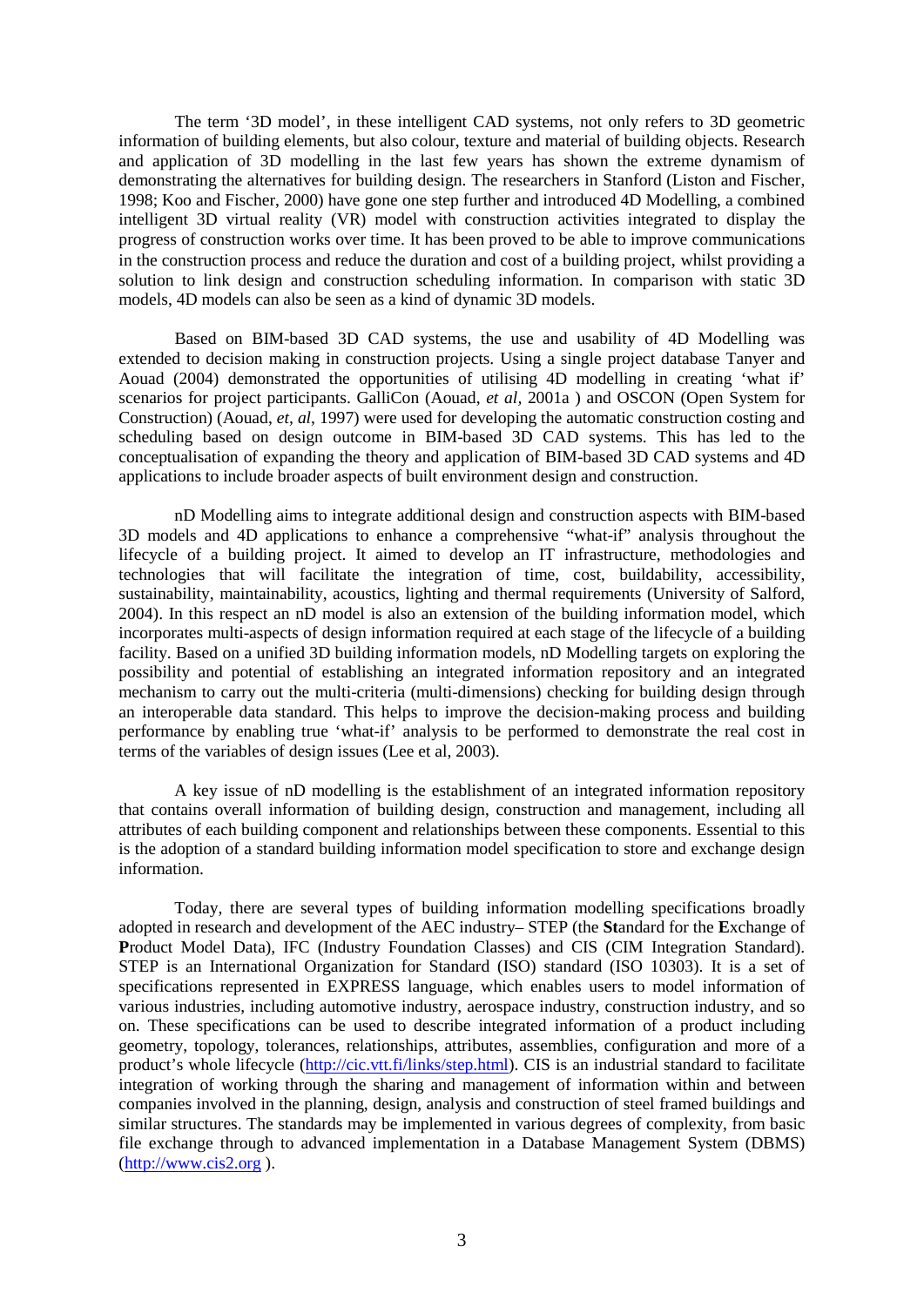The term '3D model', in these intelligent CAD systems, not only refers to 3D geometric information of building elements, but also colour, texture and material of building objects. Research and application of 3D modelling in the last few years has shown the extreme dynamism of demonstrating the alternatives for building design. The researchers in Stanford (Liston and Fischer, 1998; Koo and Fischer, 2000) have gone one step further and introduced 4D Modelling, a combined intelligent 3D virtual reality (VR) model with construction activities integrated to display the progress of construction works over time. It has been proved to be able to improve communications in the construction process and reduce the duration and cost of a building project, whilst providing a solution to link design and construction scheduling information. In comparison with static 3D models, 4D models can also be seen as a kind of dynamic 3D models.

Based on BIM-based 3D CAD systems, the use and usability of 4D Modelling was extended to decision making in construction projects. Using a single project database Tanyer and Aouad (2004) demonstrated the opportunities of utilising 4D modelling in creating 'what if' scenarios for project participants. GalliCon (Aouad, *et al,* 2001a ) and OSCON (Open System for Construction) (Aouad, *et, al*, 1997) were used for developing the automatic construction costing and scheduling based on design outcome in BIM-based 3D CAD systems. This has led to the conceptualisation of expanding the theory and application of BIM-based 3D CAD systems and 4D applications to include broader aspects of built environment design and construction.

nD Modelling aims to integrate additional design and construction aspects with BIM-based 3D models and 4D applications to enhance a comprehensive "what-if" analysis throughout the lifecycle of a building project. It aimed to develop an IT infrastructure, methodologies and technologies that will facilitate the integration of time, cost, buildability, accessibility, sustainability, maintainability, acoustics, lighting and thermal requirements (University of Salford, 2004). In this respect an nD model is also an extension of the building information model, which incorporates multi-aspects of design information required at each stage of the lifecycle of a building facility. Based on a unified 3D building information models, nD Modelling targets on exploring the possibility and potential of establishing an integrated information repository and an integrated mechanism to carry out the multi-criteria (multi-dimensions) checking for building design through an interoperable data standard. This helps to improve the decision-making process and building performance by enabling true 'what-if' analysis to be performed to demonstrate the real cost in terms of the variables of design issues (Lee et al, 2003).

A key issue of nD modelling is the establishment of an integrated information repository that contains overall information of building design, construction and management, including all attributes of each building component and relationships between these components. Essential to this is the adoption of a standard building information model specification to store and exchange design information.

Today, there are several types of building information modelling specifications broadly adopted in research and development of the AEC industry– STEP (the **St**andard for the **E**xchange of **P**roduct Model Data), IFC (Industry Foundation Classes) and CIS (CIM Integration Standard). STEP is an International Organization for Standard (ISO) standard (ISO 10303). It is a set of specifications represented in EXPRESS language, which enables users to model information of various industries, including automotive industry, aerospace industry, construction industry, and so on. These specifications can be used to describe integrated information of a product including geometry, topology, tolerances, relationships, attributes, assemblies, configuration and more of a product's whole lifecycle (http://cic.vtt.fi/links/step.html). CIS is an industrial standard to facilitate integration of working through the sharing and management of information within and between companies involved in the planning, design, analysis and construction of steel framed buildings and similar structures. The standards may be implemented in various degrees of complexity, from basic file exchange through to advanced implementation in a Database Management System (DBMS) (http://www.cis2.org ).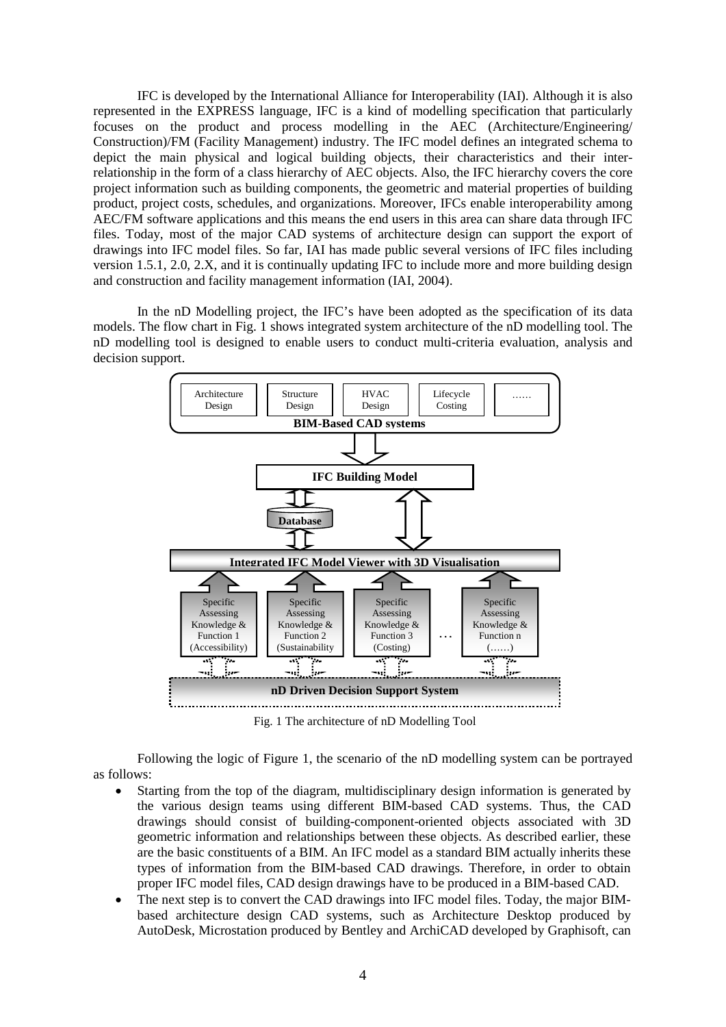IFC is developed by the International Alliance for Interoperability (IAI). Although it is also represented in the EXPRESS language, IFC is a kind of modelling specification that particularly focuses on the product and process modelling in the AEC (Architecture/Engineering/ Construction)/FM (Facility Management) industry. The IFC model defines an integrated schema to depict the main physical and logical building objects, their characteristics and their inter-relationship in the form of a class hierarchy of AEC objects. Also, the IFC hierarchy covers the core project information such as building components, the geometric and material properties of building product, project costs, schedules, and organizations. Moreover, IFCs enable interoperability among AEC/FM software applications and this means the end users in this area can share data through IFC files. Today, most of the major CAD systems of architecture design can support the export of drawings into IFC model files. So far, IAI has made public several versions of IFC files including version 1.5.1, 2.0, 2.X, and it is continually updating IFC to include more and more building design and construction and facility management information (IAI, 2004).

In the nD Modelling project, the IFC's have been adopted as the specification of its data models. The flow chart in Fig. 1 shows integrated system architecture of the nD modelling tool. The nD modelling tool is designed to enable users to conduct multi-criteria evaluation, analysis and decision support.

Architecture Design | Structure Design | HVAC Design | Lifecycle Costing | ……

**BIM-Based CAD systems**

**IFC Building Model**

**Database**

**Integrated IFC Model Viewer with 3D Visualisation**

Specific Assessing Knowledge & Function 1 (Accessibility) | Specific Assessing Knowledge & Function 2 (Sustainability | Specific Assessing Knowledge & Function 3 (Costing) | … | Specific Assessing Knowledge & Function n (……)

**nD Driven Decision Support System**

Fig. 1 The architecture of nD Modelling Tool

Following the logic of Figure 1, the scenario of the nD modelling system can be portrayed as follows:

- Starting from the top of the diagram, multidisciplinary design information is generated by the various design teams using different BIM-based CAD systems. Thus, the CAD drawings should consist of building-component-oriented objects associated with 3D geometric information and relationships between these objects. As described earlier, these are the basic constituents of a BIM. An IFC model as a standard BIM actually inherits these types of information from the BIM-based CAD drawings. Therefore, in order to obtain proper IFC model files, CAD design drawings have to be produced in a BIM-based CAD.
- The next step is to convert the CAD drawings into IFC model files. Today, the major BIM-based architecture design CAD systems, such as Architecture Desktop produced by AutoDesk, Microstation produced by Bentley and ArchiCAD developed by Graphisoft, can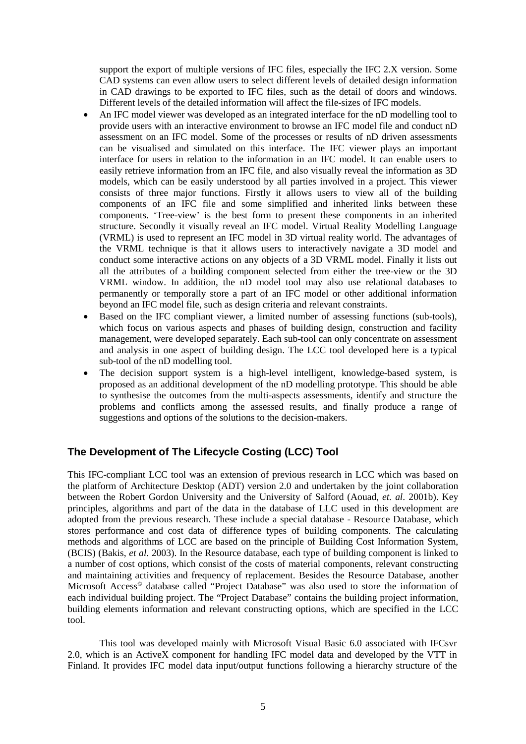support the export of multiple versions of IFC files, especially the IFC 2.X version. Some CAD systems can even allow users to select different levels of detailed design information in CAD drawings to be exported to IFC files, such as the detail of doors and windows. Different levels of the detailed information will affect the file-sizes of IFC models.

- An IFC model viewer was developed as an integrated interface for the nD modelling tool to provide users with an interactive environment to browse an IFC model file and conduct nD assessment on an IFC model. Some of the processes or results of nD driven assessments can be visualised and simulated on this interface. The IFC viewer plays an important interface for users in relation to the information in an IFC model. It can enable users to easily retrieve information from an IFC file, and also visually reveal the information as 3D models, which can be easily understood by all parties involved in a project. This viewer consists of three major functions. Firstly it allows users to view all of the building components of an IFC file and some simplified and inherited links between these components. 'Tree-view' is the best form to present these components in an inherited structure. Secondly it visually reveal an IFC model. Virtual Reality Modelling Language (VRML) is used to represent an IFC model in 3D virtual reality world. The advantages of the VRML technique is that it allows users to interactively navigate a 3D model and conduct some interactive actions on any objects of a 3D VRML model. Finally it lists out all the attributes of a building component selected from either the tree-view or the 3D VRML window. In addition, the nD model tool may also use relational databases to permanently or temporally store a part of an IFC model or other additional information beyond an IFC model file, such as design criteria and relevant constraints.
- Based on the IFC compliant viewer, a limited number of assessing functions (sub-tools), which focus on various aspects and phases of building design, construction and facility management, were developed separately. Each sub-tool can only concentrate on assessment and analysis in one aspect of building design. The LCC tool developed here is a typical sub-tool of the nD modelling tool.
- The decision support system is a high-level intelligent, knowledge-based system, is proposed as an additional development of the nD modelling prototype. This should be able to synthesise the outcomes from the multi-aspects assessments, identify and structure the problems and conflicts among the assessed results, and finally produce a range of suggestions and options of the solutions to the decision-makers.

## The Development of The Lifecycle Costing (LCC) Tool

This IFC-compliant LCC tool was an extension of previous research in LCC which was based on the platform of Architecture Desktop (ADT) version 2.0 and undertaken by the joint collaboration between the Robert Gordon University and the University of Salford (Aouad, *et. al*. 2001b). Key principles, algorithms and part of the data in the database of LLC used in this development are adopted from the previous research. These include a special database - Resource Database, which stores performance and cost data of difference types of building components. The calculating methods and algorithms of LCC are based on the principle of Building Cost Information System, (BCIS) (Bakis, *et al.* 2003). In the Resource database, each type of building component is linked to a number of cost options, which consist of the costs of material components, relevant constructing and maintaining activities and frequency of replacement. Besides the Resource Database, another Microsoft Access© database called "Project Database" was also used to store the information of each individual building project. The "Project Database" contains the building project information, building elements information and relevant constructing options, which are specified in the LCC tool.

This tool was developed mainly with Microsoft Visual Basic 6.0 associated with IFCsvr 2.0, which is an ActiveX component for handling IFC model data and developed by the VTT in Finland. It provides IFC model data input/output functions following a hierarchy structure of the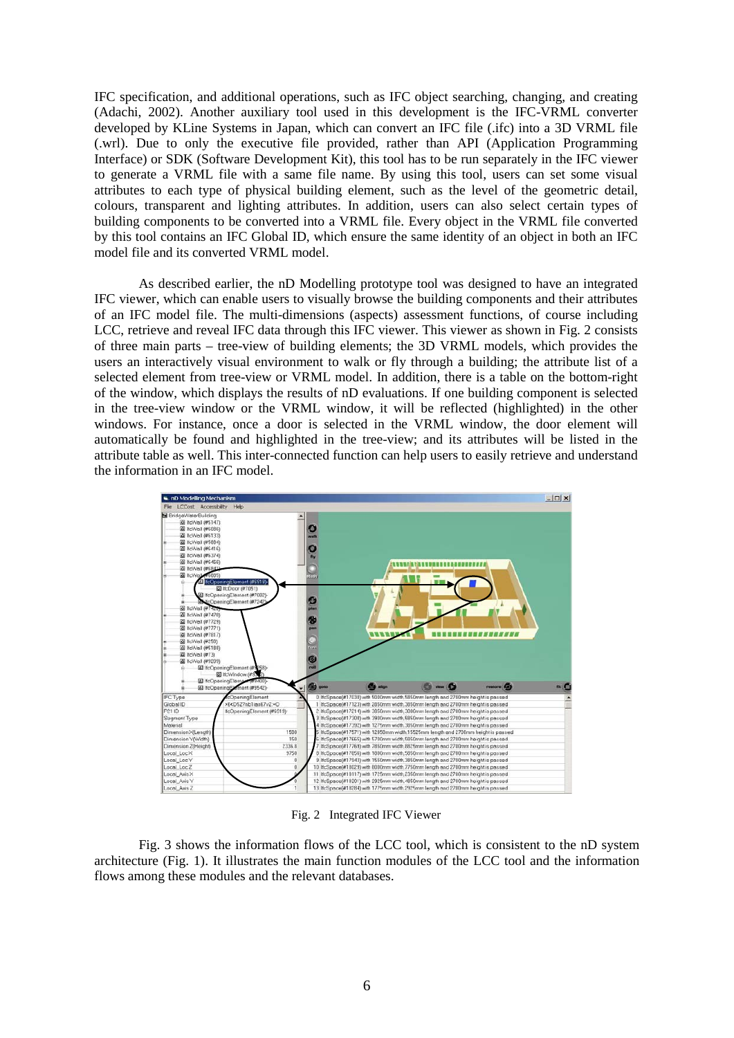IFC specification, and additional operations, such as IFC object searching, changing, and creating (Adachi, 2002). Another auxiliary tool used in this development is the IFC-VRML converter developed by KLine Systems in Japan, which can convert an IFC file (.ifc) into a 3D VRML file (.wrl). Due to only the executive file provided, rather than API (Application Programming Interface) or SDK (Software Development Kit), this tool has to be run separately in the IFC viewer to generate a VRML file with a same file name. By using this tool, users can set some visual attributes to each type of physical building element, such as the level of the geometric detail, colours, transparent and lighting attributes. In addition, users can also select certain types of building components to be converted into a VRML file. Every object in the VRML file converted by this tool contains an IFC Global ID, which ensure the same identity of an object in both an IFC model file and its converted VRML model.

As described earlier, the nD Modelling prototype tool was designed to have an integrated IFC viewer, which can enable users to visually browse the building components and their attributes of an IFC model file. The multi-dimensions (aspects) assessment functions, of course including LCC, retrieve and reveal IFC data through this IFC viewer. This viewer as shown in Fig. 2 consists of three main parts – tree-view of building elements; the 3D VRML models, which provides the users an interactively visual environment to walk or fly through a building; the attribute list of a selected element from tree-view or VRML model. In addition, there is a table on the bottom-right of the window, which displays the results of nD evaluations. If one building component is selected in the tree-view window or the VRML window, it will be reflected (highlighted) in the other windows. For instance, once a door is selected in the VRML window, the door element will automatically be found and highlighted in the tree-view; and its attributes will be listed in the attribute table as well. This inter-connected function can help users to easily retrieve and understand the information in an IFC model.

Fig. 2 Integrated IFC Viewer

Fig. 3 shows the information flows of the LCC tool, which is consistent to the nD system architecture (Fig. 1). It illustrates the main function modules of the LCC tool and the information flows among these modules and the relevant databases.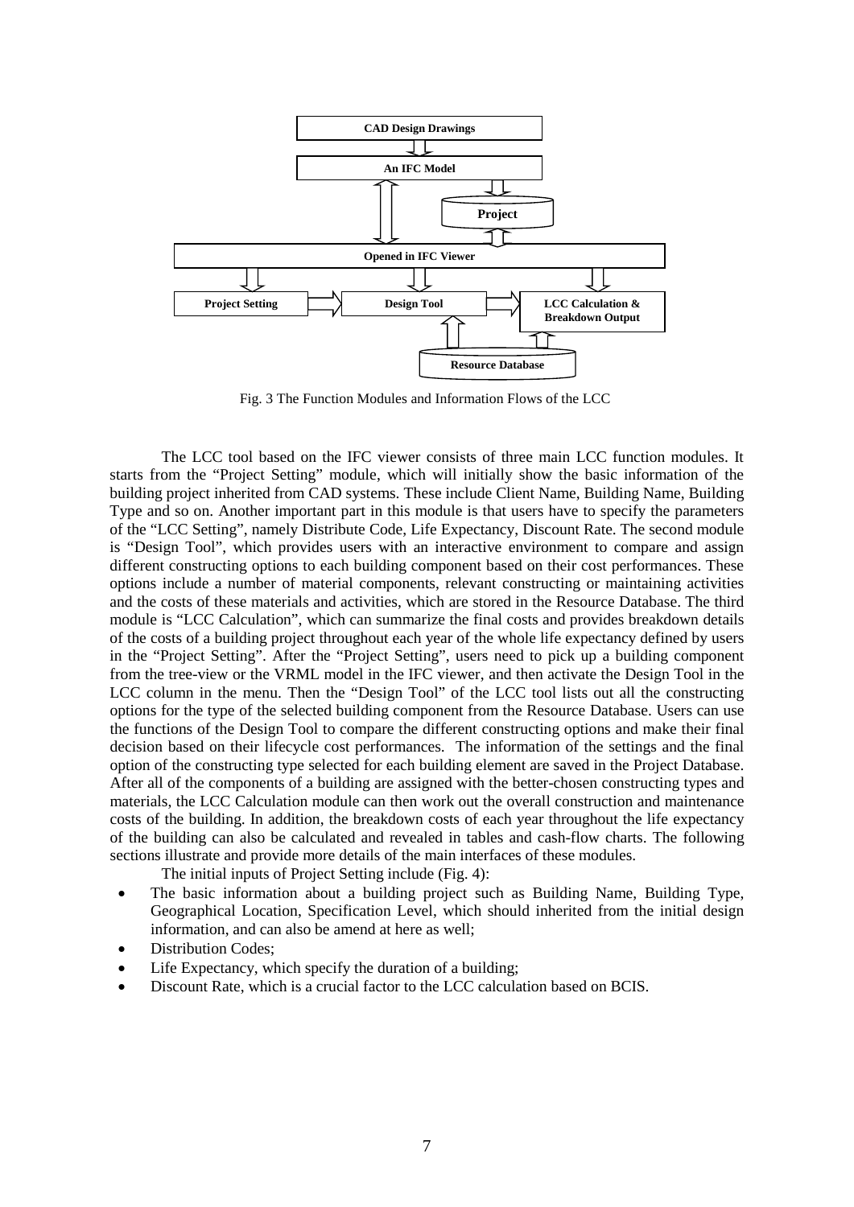CAD Design Drawings

An IFC Model

Project

Opened in IFC Viewer

Project Setting

Design Tool

LCC Calculation & Breakdown Output

Resource Database

Fig. 3 The Function Modules and Information Flows of the LCC

The LCC tool based on the IFC viewer consists of three main LCC function modules. It starts from the "Project Setting" module, which will initially show the basic information of the building project inherited from CAD systems. These include Client Name, Building Name, Building Type and so on. Another important part in this module is that users have to specify the parameters of the "LCC Setting", namely Distribute Code, Life Expectancy, Discount Rate. The second module is "Design Tool", which provides users with an interactive environment to compare and assign different constructing options to each building component based on their cost performances. These options include a number of material components, relevant constructing or maintaining activities and the costs of these materials and activities, which are stored in the Resource Database. The third module is "LCC Calculation", which can summarize the final costs and provides breakdown details of the costs of a building project throughout each year of the whole life expectancy defined by users in the "Project Setting". After the "Project Setting", users need to pick up a building component from the tree-view or the VRML model in the IFC viewer, and then activate the Design Tool in the LCC column in the menu. Then the "Design Tool" of the LCC tool lists out all the constructing options for the type of the selected building component from the Resource Database. Users can use the functions of the Design Tool to compare the different constructing options and make their final decision based on their lifecycle cost performances. The information of the settings and the final option of the constructing type selected for each building element are saved in the Project Database. After all of the components of a building are assigned with the better-chosen constructing types and materials, the LCC Calculation module can then work out the overall construction and maintenance costs of the building. In addition, the breakdown costs of each year throughout the life expectancy of the building can also be calculated and revealed in tables and cash-flow charts. The following sections illustrate and provide more details of the main interfaces of these modules.

The initial inputs of Project Setting include (Fig. 4):

- The basic information about a building project such as Building Name, Building Type, Geographical Location, Specification Level, which should inherited from the initial design information, and can also be amend at here as well;
- Distribution Codes;
- Life Expectancy, which specify the duration of a building;
- Discount Rate, which is a crucial factor to the LCC calculation based on BCIS.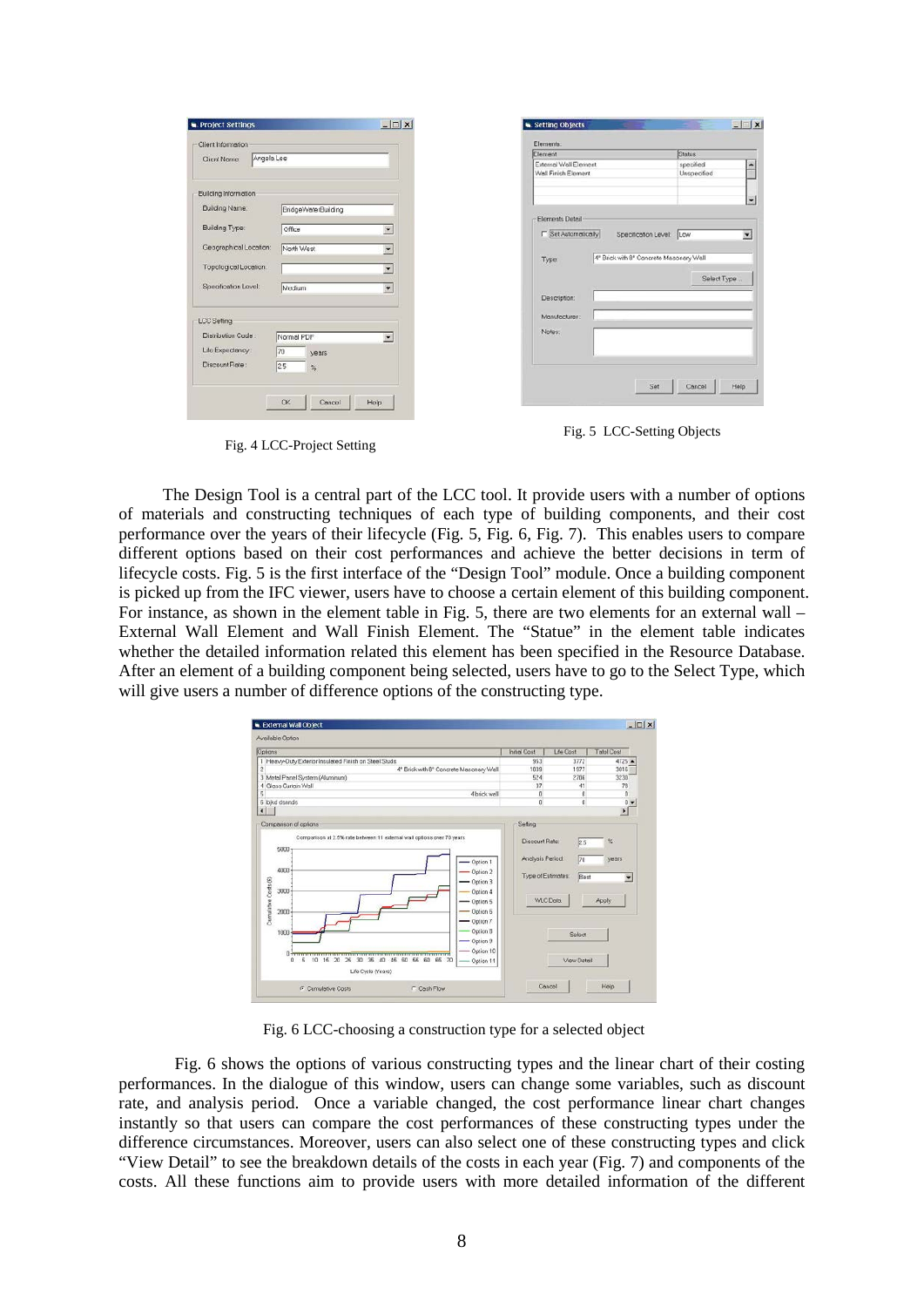Fig. 4 LCC-Project Setting

Fig. 5 LCC-Setting Objects

The Design Tool is a central part of the LCC tool. It provide users with a number of options of materials and constructing techniques of each type of building components, and their cost performance over the years of their lifecycle (Fig. 5, Fig. 6, Fig. 7). This enables users to compare different options based on their cost performances and achieve the better decisions in term of lifecycle costs. Fig. 5 is the first interface of the "Design Tool" module. Once a building component is picked up from the IFC viewer, users have to choose a certain element of this building component. For instance, as shown in the element table in Fig. 5, there are two elements for an external wall – External Wall Element and Wall Finish Element. The "Statue" in the element table indicates whether the detailed information related this element has been specified in the Resource Database. After an element of a building component being selected, users have to go to the Select Type, which will give users a number of difference options of the constructing type.

Fig. 6 LCC-choosing a construction type for a selected object

Fig. 6 shows the options of various constructing types and the linear chart of their costing performances. In the dialogue of this window, users can change some variables, such as discount rate, and analysis period. Once a variable changed, the cost performance linear chart changes instantly so that users can compare the cost performances of these constructing types under the difference circumstances. Moreover, users can also select one of these constructing types and click "View Detail" to see the breakdown details of the costs in each year (Fig. 7) and components of the costs. All these functions aim to provide users with more detailed information of the different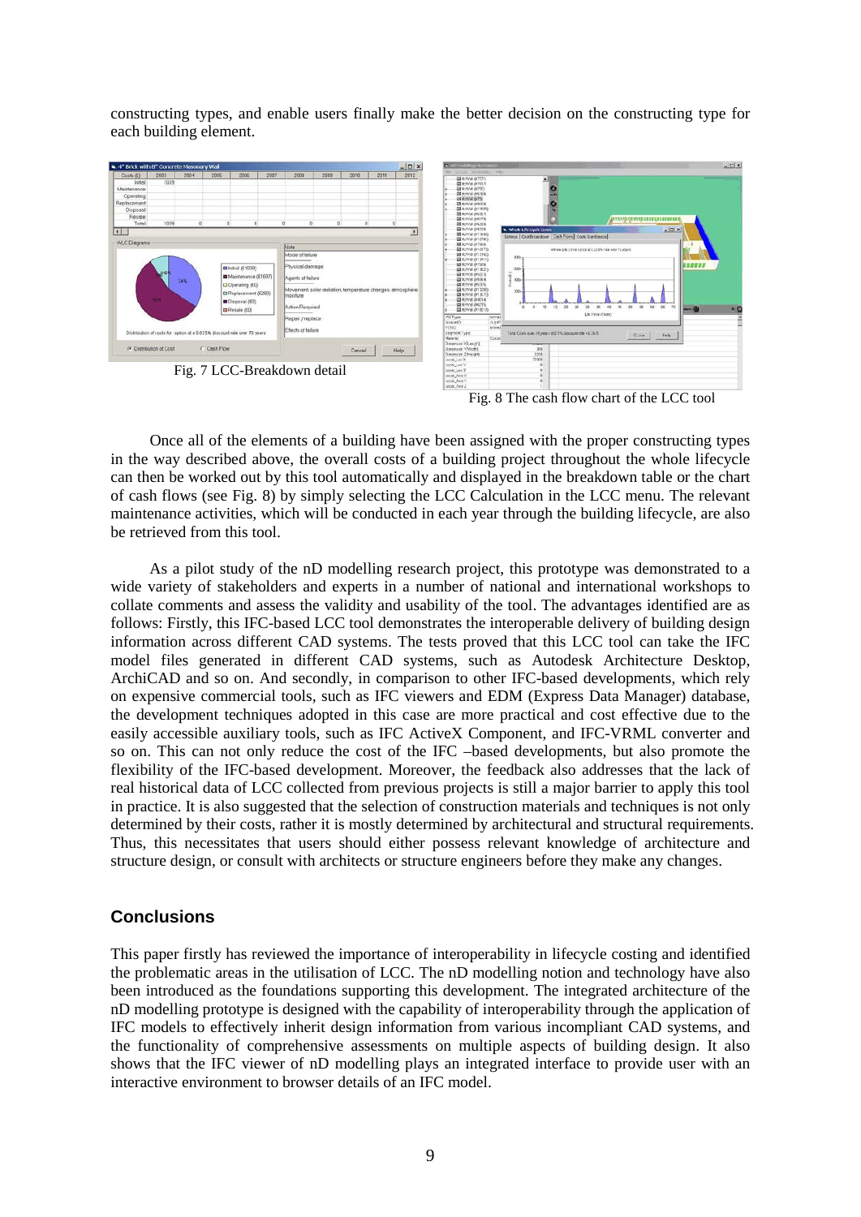constructing types, and enable users finally make the better decision on the constructing type for each building element.

Fig. 7 LCC-Breakdown detail

Fig. 8 The cash flow chart of the LCC tool

Once all of the elements of a building have been assigned with the proper constructing types in the way described above, the overall costs of a building project throughout the whole lifecycle can then be worked out by this tool automatically and displayed in the breakdown table or the chart of cash flows (see Fig. 8) by simply selecting the LCC Calculation in the LCC menu. The relevant maintenance activities, which will be conducted in each year through the building lifecycle, are also be retrieved from this tool.

As a pilot study of the nD modelling research project, this prototype was demonstrated to a wide variety of stakeholders and experts in a number of national and international workshops to collate comments and assess the validity and usability of the tool. The advantages identified are as follows: Firstly, this IFC-based LCC tool demonstrates the interoperable delivery of building design information across different CAD systems. The tests proved that this LCC tool can take the IFC model files generated in different CAD systems, such as Autodesk Architecture Desktop, ArchiCAD and so on. And secondly, in comparison to other IFC-based developments, which rely on expensive commercial tools, such as IFC viewers and EDM (Express Data Manager) database, the development techniques adopted in this case are more practical and cost effective due to the easily accessible auxiliary tools, such as IFC ActiveX Component, and IFC-VRML converter and so on. This can not only reduce the cost of the IFC –based developments, but also promote the flexibility of the IFC-based development. Moreover, the feedback also addresses that the lack of real historical data of LCC collected from previous projects is still a major barrier to apply this tool in practice. It is also suggested that the selection of construction materials and techniques is not only determined by their costs, rather it is mostly determined by architectural and structural requirements. Thus, this necessitates that users should either possess relevant knowledge of architecture and structure design, or consult with architects or structure engineers before they make any changes.

## Conclusions

This paper firstly has reviewed the importance of interoperability in lifecycle costing and identified the problematic areas in the utilisation of LCC. The nD modelling notion and technology have also been introduced as the foundations supporting this development. The integrated architecture of the nD modelling prototype is designed with the capability of interoperability through the application of IFC models to effectively inherit design information from various incompliant CAD systems, and the functionality of comprehensive assessments on multiple aspects of building design. It also shows that the IFC viewer of nD modelling plays an integrated interface to provide user with an interactive environment to browser details of an IFC model.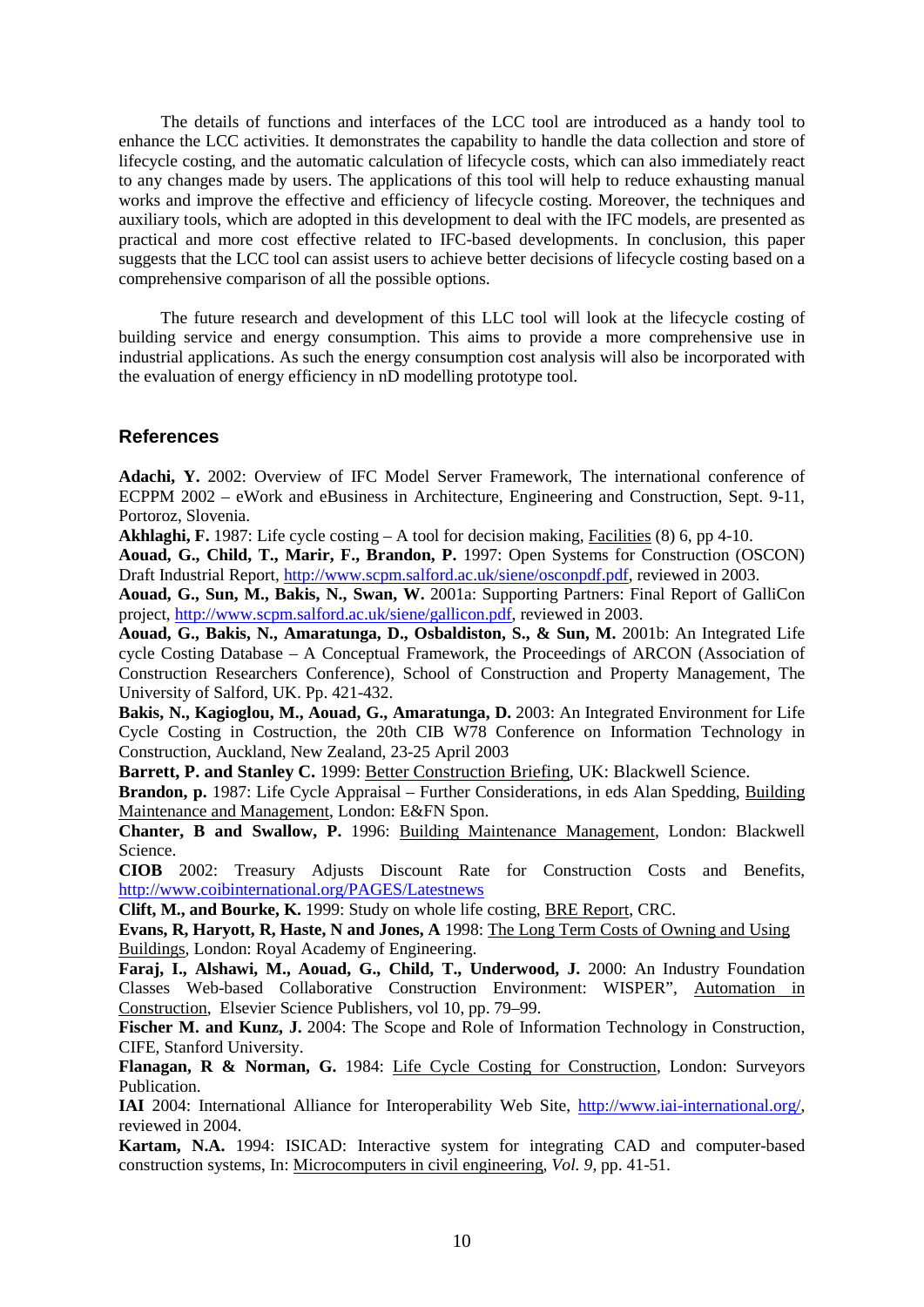The details of functions and interfaces of the LCC tool are introduced as a handy tool to enhance the LCC activities. It demonstrates the capability to handle the data collection and store of lifecycle costing, and the automatic calculation of lifecycle costs, which can also immediately react to any changes made by users. The applications of this tool will help to reduce exhausting manual works and improve the effective and efficiency of lifecycle costing. Moreover, the techniques and auxiliary tools, which are adopted in this development to deal with the IFC models, are presented as practical and more cost effective related to IFC-based developments. In conclusion, this paper suggests that the LCC tool can assist users to achieve better decisions of lifecycle costing based on a comprehensive comparison of all the possible options.

The future research and development of this LLC tool will look at the lifecycle costing of building service and energy consumption. This aims to provide a more comprehensive use in industrial applications. As such the energy consumption cost analysis will also be incorporated with the evaluation of energy efficiency in nD modelling prototype tool.

## References

**Adachi, Y.** 2002: Overview of IFC Model Server Framework, The international conference of ECPPM 2002 – eWork and eBusiness in Architecture, Engineering and Construction, Sept. 9-11, Portoroz, Slovenia.

**Akhlaghi, F.** 1987: Life cycle costing – A tool for decision making, Facilities (8) 6, pp 4-10.

**Aouad, G., Child, T., Marir, F., Brandon, P.** 1997: Open Systems for Construction (OSCON) Draft Industrial Report, http://www.scpm.salford.ac.uk/siene/osconpdf.pdf, reviewed in 2003.

**Aouad, G., Sun, M., Bakis, N., Swan, W.** 2001a: Supporting Partners: Final Report of GalliCon project, http://www.scpm.salford.ac.uk/siene/gallicon.pdf, reviewed in 2003.

**Aouad, G., Bakis, N., Amaratunga, D., Osbaldiston, S., & Sun, M.** 2001b: An Integrated Life cycle Costing Database – A Conceptual Framework, the Proceedings of ARCON (Association of Construction Researchers Conference), School of Construction and Property Management, The University of Salford, UK. Pp. 421-432.

**Bakis, N., Kagioglou, M., Aouad, G., Amaratunga, D.** 2003: An Integrated Environment for Life Cycle Costing in Costruction, the 20th CIB W78 Conference on Information Technology in Construction, Auckland, New Zealand, 23-25 April 2003

**Barrett, P. and Stanley C.** 1999: Better Construction Briefing, UK: Blackwell Science.

**Brandon, p.** 1987: Life Cycle Appraisal – Further Considerations, in eds Alan Spedding, Building Maintenance and Management, London: E&FN Spon.

**Chanter, B and Swallow, P.** 1996: Building Maintenance Management, London: Blackwell Science.

**CIOB** 2002: Treasury Adjusts Discount Rate for Construction Costs and Benefits, http://www.coibinternational.org/PAGES/Latestnews

**Clift, M., and Bourke, K.** 1999: Study on whole life costing, BRE Report, CRC.

**Evans, R, Haryott, R, Haste, N and Jones, A** 1998: The Long Term Costs of Owning and Using Buildings, London: Royal Academy of Engineering.

**Faraj, I., Alshawi, M., Aouad, G., Child, T., Underwood, J.** 2000: An Industry Foundation Classes Web-based Collaborative Construction Environment: WISPER", Automation in Construction, Elsevier Science Publishers, vol 10, pp. 79–99.

**Fischer M. and Kunz, J.** 2004: The Scope and Role of Information Technology in Construction, CIFE, Stanford University.

**Flanagan, R & Norman, G.** 1984: Life Cycle Costing for Construction, London: Surveyors Publication.

**IAI** 2004: International Alliance for Interoperability Web Site, http://www.iai-international.org/, reviewed in 2004.

**Kartam, N.A.** 1994: ISICAD: Interactive system for integrating CAD and computer-based construction systems, In: Microcomputers in civil engineering, *Vol. 9*, pp. 41-51.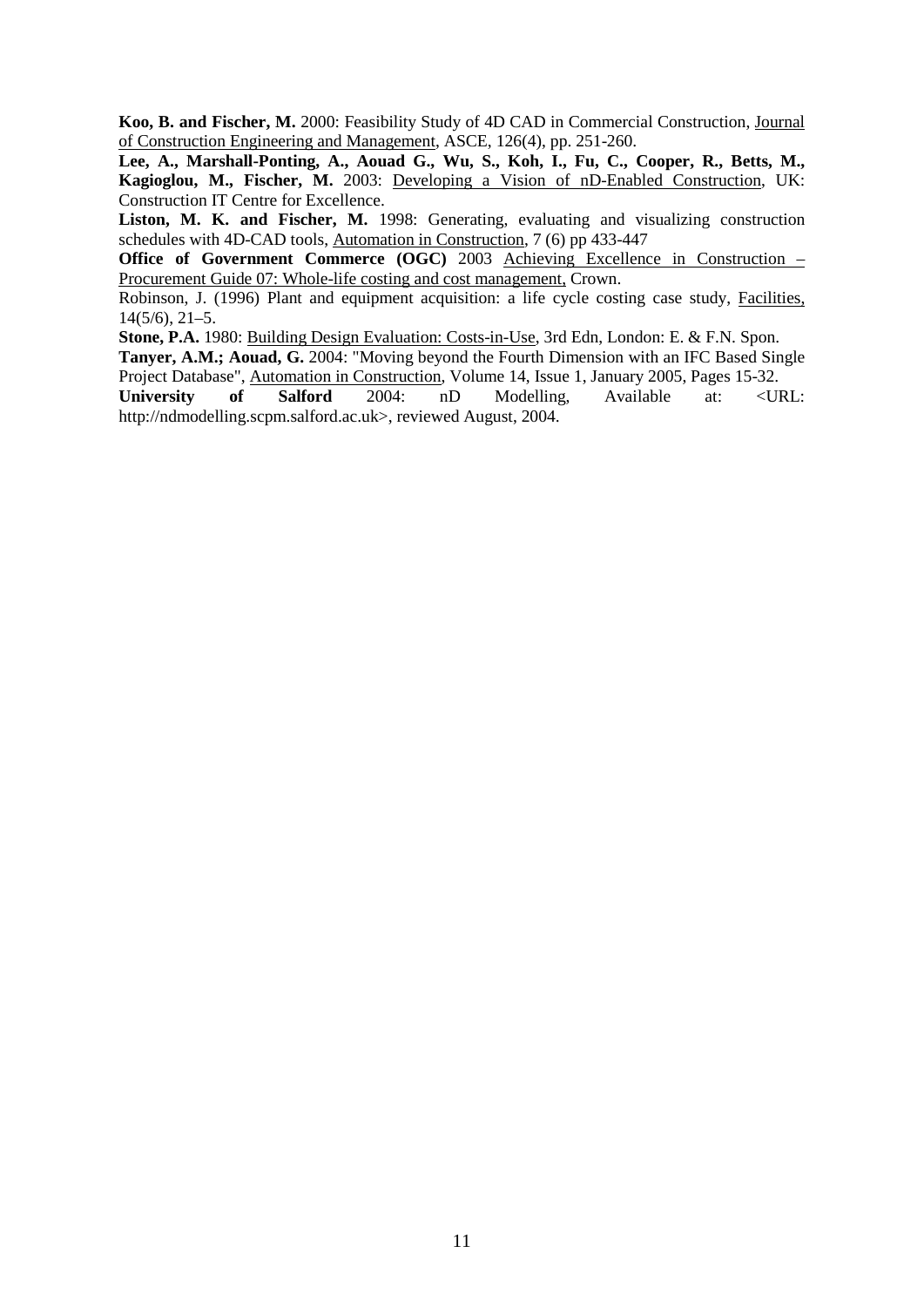**Koo, B. and Fischer, M.** 2000: Feasibility Study of 4D CAD in Commercial Construction, Journal of Construction Engineering and Management, ASCE, 126(4), pp. 251-260.

**Lee, A., Marshall-Ponting, A., Aouad G., Wu, S., Koh, I., Fu, C., Cooper, R., Betts, M., Kagioglou, M., Fischer, M.** 2003: Developing a Vision of nD-Enabled Construction, UK: Construction IT Centre for Excellence.

**Liston, M. K. and Fischer, M.** 1998: Generating, evaluating and visualizing construction schedules with 4D-CAD tools, Automation in Construction, 7 (6) pp 433-447

**Office of Government Commerce (OGC)** 2003 Achieving Excellence in Construction – Procurement Guide 07: Whole-life costing and cost management, Crown.

Robinson, J. (1996) Plant and equipment acquisition: a life cycle costing case study, Facilities, 14(5/6), 21–5.

**Stone, P.A.** 1980: Building Design Evaluation: Costs-in-Use, 3rd Edn, London: E. & F.N. Spon.

**Tanyer, A.M.; Aouad, G.** 2004: "Moving beyond the Fourth Dimension with an IFC Based Single Project Database", Automation in Construction, Volume 14, Issue 1, January 2005, Pages 15-32.

**University of Salford** 2004: nD Modelling, Available at: <URL: http://ndmodelling.scpm.salford.ac.uk>, reviewed August, 2004.